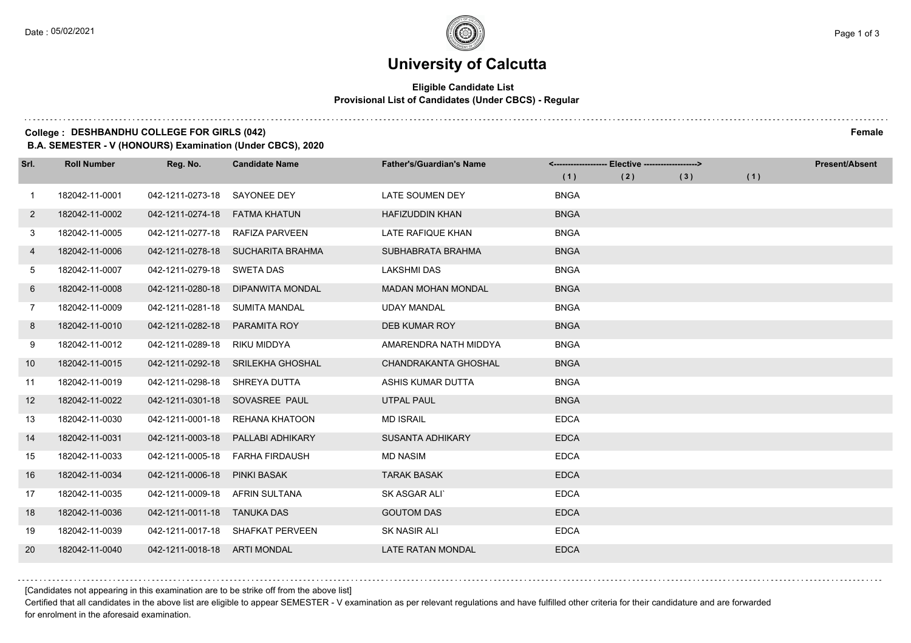# University of Calcutta

**Eligible Candidate List**
**Provisional List of Candidates (Under CBCS) - Regular**

**College : DESHBANDHU COLLEGE FOR GIRLS (042)** **Female**
**B.A. SEMESTER - V (HONOURS) Examination (Under CBCS), 2020**

| Srl. | Roll Number | Reg. No. | Candidate Name | Father's/Guardian's Name | <------------------ Elective ------------------> | | | | Present/Absent |
|---|---|---|---|---|---|---|---|---|---|
| | | | | | (1) | (2) | (3) | (1) | |
| 1 | 182042-11-0001 | 042-1211-0273-18 | SAYONEE DEY | LATE SOUMEN DEY | BNGA | | | | |
| 2 | 182042-11-0002 | 042-1211-0274-18 | FATMA KHATUN | HAFIZUDDIN KHAN | BNGA | | | | |
| 3 | 182042-11-0005 | 042-1211-0277-18 | RAFIZA PARVEEN | LATE RAFIQUE KHAN | BNGA | | | | |
| 4 | 182042-11-0006 | 042-1211-0278-18 | SUCHARITA BRAHMA | SUBHABRATA BRAHMA | BNGA | | | | |
| 5 | 182042-11-0007 | 042-1211-0279-18 | SWETA DAS | LAKSHMI DAS | BNGA | | | | |
| 6 | 182042-11-0008 | 042-1211-0280-18 | DIPANWITA MONDAL | MADAN MOHAN MONDAL | BNGA | | | | |
| 7 | 182042-11-0009 | 042-1211-0281-18 | SUMITA MANDAL | UDAY MANDAL | BNGA | | | | |
| 8 | 182042-11-0010 | 042-1211-0282-18 | PARAMITA ROY | DEB KUMAR ROY | BNGA | | | | |
| 9 | 182042-11-0012 | 042-1211-0289-18 | RIKU MIDDYA | AMARENDRA NATH MIDDYA | BNGA | | | | |
| 10 | 182042-11-0015 | 042-1211-0292-18 | SRILEKHA GHOSHAL | CHANDRAKANTA GHOSHAL | BNGA | | | | |
| 11 | 182042-11-0019 | 042-1211-0298-18 | SHREYA DUTTA | ASHIS KUMAR DUTTA | BNGA | | | | |
| 12 | 182042-11-0022 | 042-1211-0301-18 | SOVASREE PAUL | UTPAL PAUL | BNGA | | | | |
| 13 | 182042-11-0030 | 042-1211-0001-18 | REHANA KHATOON | MD ISRAIL | EDCA | | | | |
| 14 | 182042-11-0031 | 042-1211-0003-18 | PALLABI ADHIKARY | SUSANTA ADHIKARY | EDCA | | | | |
| 15 | 182042-11-0033 | 042-1211-0005-18 | FARHA FIRDAUSH | MD NASIM | EDCA | | | | |
| 16 | 182042-11-0034 | 042-1211-0006-18 | PINKI BASAK | TARAK BASAK | EDCA | | | | |
| 17 | 182042-11-0035 | 042-1211-0009-18 | AFRIN SULTANA | SK ASGAR ALI` | EDCA | | | | |
| 18 | 182042-11-0036 | 042-1211-0011-18 | TANUKA DAS | GOUTOM DAS | EDCA | | | | |
| 19 | 182042-11-0039 | 042-1211-0017-18 | SHAFKAT PERVEEN | SK NASIR ALI | EDCA | | | | |
| 20 | 182042-11-0040 | 042-1211-0018-18 | ARTI MONDAL | LATE RATAN MONDAL | EDCA | | | | |

[Candidates not appearing in this examination are to be strike off from the above list]

Certified that all candidates in the above list are eligible to appear SEMESTER - V examination as per relevant regulations and have fulfilled other criteria for their candidature and are forwarded for enrolment in the aforesaid examination.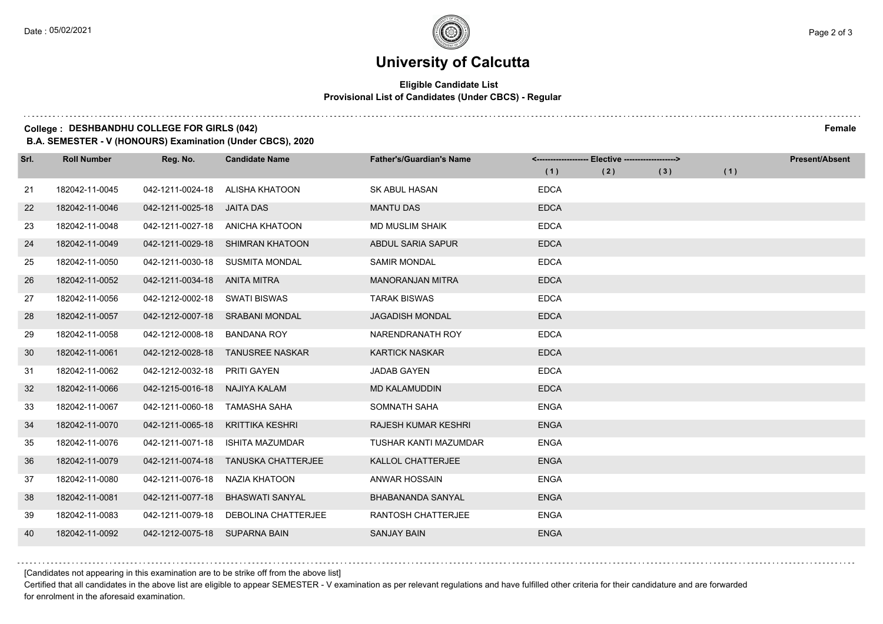# University of Calcutta

## Eligible Candidate List

### Provisional List of Candidates (Under CBCS) - Regular

**College : DESHBANDHU COLLEGE FOR GIRLS (042)** **Female**

**B.A. SEMESTER - V (HONOURS) Examination (Under CBCS), 2020**

| Srl. | Roll Number | Reg. No. | Candidate Name | Father's/Guardian's Name | Elective (1) | Elective (2) | Elective (3) | (1) | Present/Absent |
|---|---|---|---|---|---|---|---|---|---|
| 21 | 182042-11-0045 | 042-1211-0024-18 | ALISHA KHATOON | SK ABUL HASAN | EDCA | | | | |
| 22 | 182042-11-0046 | 042-1211-0025-18 | JAITA DAS | MANTU DAS | EDCA | | | | |
| 23 | 182042-11-0048 | 042-1211-0027-18 | ANICHA KHATOON | MD MUSLIM SHAIK | EDCA | | | | |
| 24 | 182042-11-0049 | 042-1211-0029-18 | SHIMRAN KHATOON | ABDUL SARIA SAPUR | EDCA | | | | |
| 25 | 182042-11-0050 | 042-1211-0030-18 | SUSMITA MONDAL | SAMIR MONDAL | EDCA | | | | |
| 26 | 182042-11-0052 | 042-1211-0034-18 | ANITA MITRA | MANORANJAN MITRA | EDCA | | | | |
| 27 | 182042-11-0056 | 042-1212-0002-18 | SWATI BISWAS | TARAK BISWAS | EDCA | | | | |
| 28 | 182042-11-0057 | 042-1212-0007-18 | SRABANI MONDAL | JAGADISH MONDAL | EDCA | | | | |
| 29 | 182042-11-0058 | 042-1212-0008-18 | BANDANA ROY | NARENDRANATH ROY | EDCA | | | | |
| 30 | 182042-11-0061 | 042-1212-0028-18 | TANUSREE NASKAR | KARTICK NASKAR | EDCA | | | | |
| 31 | 182042-11-0062 | 042-1212-0032-18 | PRITI GAYEN | JADAB GAYEN | EDCA | | | | |
| 32 | 182042-11-0066 | 042-1215-0016-18 | NAJIYA KALAM | MD KALAMUDDIN | EDCA | | | | |
| 33 | 182042-11-0067 | 042-1211-0060-18 | TAMASHA SAHA | SOMNATH SAHA | ENGA | | | | |
| 34 | 182042-11-0070 | 042-1211-0065-18 | KRITTIKA KESHRI | RAJESH KUMAR KESHRI | ENGA | | | | |
| 35 | 182042-11-0076 | 042-1211-0071-18 | ISHITA MAZUMDAR | TUSHAR KANTI MAZUMDAR | ENGA | | | | |
| 36 | 182042-11-0079 | 042-1211-0074-18 | TANUSKA CHATTERJEE | KALLOL CHATTERJEE | ENGA | | | | |
| 37 | 182042-11-0080 | 042-1211-0076-18 | NAZIA KHATOON | ANWAR HOSSAIN | ENGA | | | | |
| 38 | 182042-11-0081 | 042-1211-0077-18 | BHASWATI SANYAL | BHABANANDA SANYAL | ENGA | | | | |
| 39 | 182042-11-0083 | 042-1211-0079-18 | DEBOLINA CHATTERJEE | RANTOSH CHATTERJEE | ENGA | | | | |
| 40 | 182042-11-0092 | 042-1212-0075-18 | SUPARNA BAIN | SANJAY BAIN | ENGA | | | | |

[Candidates not appearing in this examination are to be strike off from the above list]

Certified that all candidates in the above list are eligible to appear SEMESTER - V examination as per relevant regulations and have fulfilled other criteria for their candidature and are forwarded for enrolment in the aforesaid examination.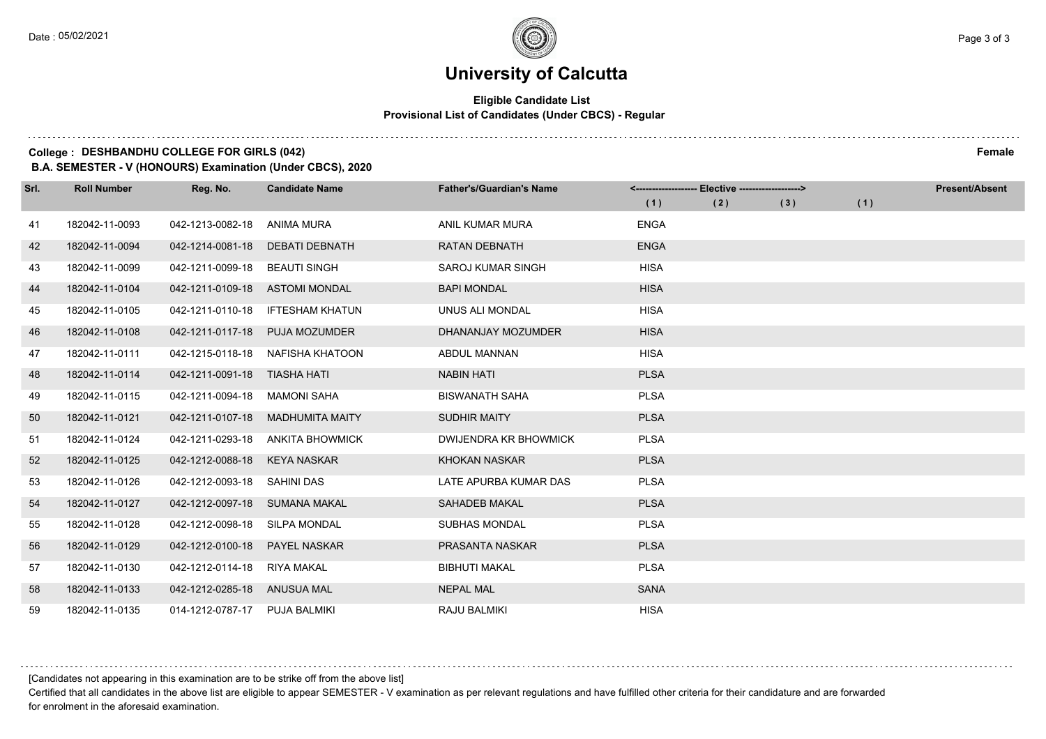# University of Calcutta

**Eligible Candidate List**
**Provisional List of Candidates (Under CBCS) - Regular**

**College : DESHBANDHU COLLEGE FOR GIRLS (042)** **Female**
**B.A. SEMESTER - V (HONOURS) Examination (Under CBCS), 2020**

| Srl. | Roll Number | Reg. No. | Candidate Name | Father's/Guardian's Name | <------------------ Elective ------------------> | | | | Present/Absent |
|---|---|---|---|---|---|---|---|---|---|
| | | | | | (1) | (2) | (3) | (1) | |
| 41 | 182042-11-0093 | 042-1213-0082-18 | ANIMA MURA | ANIL KUMAR MURA | ENGA | | | | |
| 42 | 182042-11-0094 | 042-1214-0081-18 | DEBATI DEBNATH | RATAN DEBNATH | ENGA | | | | |
| 43 | 182042-11-0099 | 042-1211-0099-18 | BEAUTI SINGH | SAROJ KUMAR SINGH | HISA | | | | |
| 44 | 182042-11-0104 | 042-1211-0109-18 | ASTOMI MONDAL | BAPI MONDAL | HISA | | | | |
| 45 | 182042-11-0105 | 042-1211-0110-18 | IFTESHAM KHATUN | UNUS ALI MONDAL | HISA | | | | |
| 46 | 182042-11-0108 | 042-1211-0117-18 | PUJA MOZUMDER | DHANANJAY MOZUMDER | HISA | | | | |
| 47 | 182042-11-0111 | 042-1215-0118-18 | NAFISHA KHATOON | ABDUL MANNAN | HISA | | | | |
| 48 | 182042-11-0114 | 042-1211-0091-18 | TIASHA HATI | NABIN HATI | PLSA | | | | |
| 49 | 182042-11-0115 | 042-1211-0094-18 | MAMONI SAHA | BISWANATH SAHA | PLSA | | | | |
| 50 | 182042-11-0121 | 042-1211-0107-18 | MADHUMITA MAITY | SUDHIR MAITY | PLSA | | | | |
| 51 | 182042-11-0124 | 042-1211-0293-18 | ANKITA BHOWMICK | DWIJENDRA KR BHOWMICK | PLSA | | | | |
| 52 | 182042-11-0125 | 042-1212-0088-18 | KEYA NASKAR | KHOKAN NASKAR | PLSA | | | | |
| 53 | 182042-11-0126 | 042-1212-0093-18 | SAHINI DAS | LATE APURBA KUMAR DAS | PLSA | | | | |
| 54 | 182042-11-0127 | 042-1212-0097-18 | SUMANA MAKAL | SAHADEB MAKAL | PLSA | | | | |
| 55 | 182042-11-0128 | 042-1212-0098-18 | SILPA MONDAL | SUBHAS MONDAL | PLSA | | | | |
| 56 | 182042-11-0129 | 042-1212-0100-18 | PAYEL NASKAR | PRASANTA NASKAR | PLSA | | | | |
| 57 | 182042-11-0130 | 042-1212-0114-18 | RIYA MAKAL | BIBHUTI MAKAL | PLSA | | | | |
| 58 | 182042-11-0133 | 042-1212-0285-18 | ANUSUA MAL | NEPAL MAL | SANA | | | | |
| 59 | 182042-11-0135 | 014-1212-0787-17 | PUJA BALMIKI | RAJU BALMIKI | HISA | | | | |

[Candidates not appearing in this examination are to be strike off from the above list]

Certified that all candidates in the above list are eligible to appear SEMESTER - V examination as per relevant regulations and have fulfilled other criteria for their candidature and are forwarded for enrolment in the aforesaid examination.